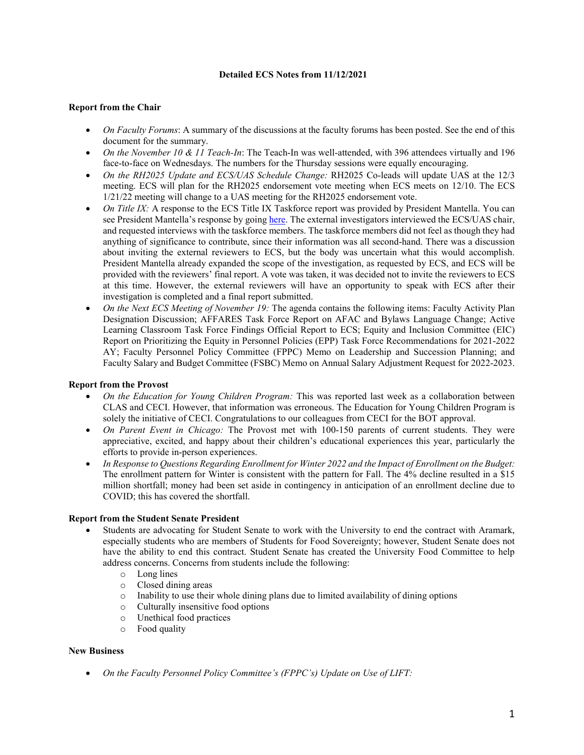# Detailed ECS Notes from 11/12/2021

## Report from the Chair

- *On Faculty Forums*: A summary of the discussions at the faculty forums has been posted. See the end of this document for the summary.
- *On the November 10 & 11 Teach-In*: The Teach-In was well-attended, with 396 attendees virtually and 196 face-to-face on Wednesdays. The numbers for the Thursday sessions were equally encouraging.
- *On the RH2025 Update and ECS/UAS Schedule Change:* RH2025 Co-leads will update UAS at the 12/3 meeting. ECS will plan for the RH2025 endorsement vote meeting when ECS meets on 12/10. The ECS 1/21/22 meeting will change to a UAS meeting for the RH2025 endorsement vote.
- *On Title IX:* A response to the ECS Title IX Taskforce report was provided by President Mantella. You can see President Mantella's response by going here. The external investigators interviewed the ECS/UAS chair, and requested interviews with the taskforce members. The taskforce members did not feel as though they had anything of significance to contribute, since their information was all second-hand. There was a discussion about inviting the external reviewers to ECS, but the body was uncertain what this would accomplish. President Mantella already expanded the scope of the investigation, as requested by ECS, and ECS will be provided with the reviewers' final report. A vote was taken, it was decided not to invite the reviewers to ECS at this time. However, the external reviewers will have an opportunity to speak with ECS after their investigation is completed and a final report submitted.
- *On the Next ECS Meeting of November 19:* The agenda contains the following items: Faculty Activity Plan Designation Discussion; AFFARES Task Force Report on AFAC and Bylaws Language Change; Active Learning Classroom Task Force Findings Official Report to ECS; Equity and Inclusion Committee (EIC) Report on Prioritizing the Equity in Personnel Policies (EPP) Task Force Recommendations for 2021-2022 AY; Faculty Personnel Policy Committee (FPPC) Memo on Leadership and Succession Planning; and Faculty Salary and Budget Committee (FSBC) Memo on Annual Salary Adjustment Request for 2022-2023.

## Report from the Provost

- *On the Education for Young Children Program:* This was reported last week as a collaboration between CLAS and CECI. However, that information was erroneous. The Education for Young Children Program is solely the initiative of CECI. Congratulations to our colleagues from CECI for the BOT approval.
- *On Parent Event in Chicago:* The Provost met with 100-150 parents of current students. They were appreciative, excited, and happy about their children's educational experiences this year, particularly the efforts to provide in-person experiences.
- *In Response to Questions Regarding Enrollment for Winter 2022 and the Impact of Enrollment on the Budget:* The enrollment pattern for Winter is consistent with the pattern for Fall. The 4% decline resulted in a $15 million shortfall; money had been set aside in contingency in anticipation of an enrollment decline due to COVID; this has covered the shortfall.

## Report from the Student Senate President

- Students are advocating for Student Senate to work with the University to end the contract with Aramark, especially students who are members of Students for Food Sovereignty; however, Student Senate does not have the ability to end this contract. Student Senate has created the University Food Committee to help address concerns. Concerns from students include the following:
  - Long lines
  - Closed dining areas
  - Inability to use their whole dining plans due to limited availability of dining options
  - Culturally insensitive food options
  - Unethical food practices
  - Food quality

## New Business

- *On the Faculty Personnel Policy Committee's (FPPC's) Update on Use of LIFT:*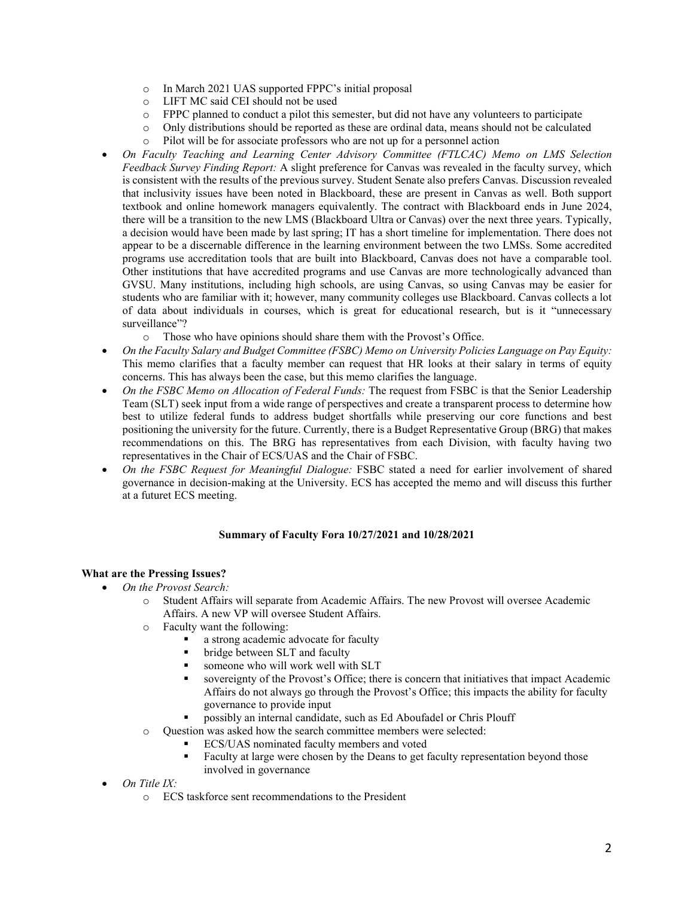- In March 2021 UAS supported FPPC's initial proposal
  - LIFT MC said CEI should not be used
  - FPPC planned to conduct a pilot this semester, but did not have any volunteers to participate
  - Only distributions should be reported as these are ordinal data, means should not be calculated
  - Pilot will be for associate professors who are not up for a personnel action
- *On Faculty Teaching and Learning Center Advisory Committee (FTLCAC) Memo on LMS Selection Feedback Survey Finding Report:* A slight preference for Canvas was revealed in the faculty survey, which is consistent with the results of the previous survey. Student Senate also prefers Canvas. Discussion revealed that inclusivity issues have been noted in Blackboard, these are present in Canvas as well. Both support textbook and online homework managers equivalently. The contract with Blackboard ends in June 2024, there will be a transition to the new LMS (Blackboard Ultra or Canvas) over the next three years. Typically, a decision would have been made by last spring; IT has a short timeline for implementation. There does not appear to be a discernable difference in the learning environment between the two LMSs. Some accredited programs use accreditation tools that are built into Blackboard, Canvas does not have a comparable tool. Other institutions that have accredited programs and use Canvas are more technologically advanced than GVSU. Many institutions, including high schools, are using Canvas, so using Canvas may be easier for students who are familiar with it; however, many community colleges use Blackboard. Canvas collects a lot of data about individuals in courses, which is great for educational research, but is it "unnecessary surveillance"?
  - Those who have opinions should share them with the Provost's Office.
- *On the Faculty Salary and Budget Committee (FSBC) Memo on University Policies Language on Pay Equity:* This memo clarifies that a faculty member can request that HR looks at their salary in terms of equity concerns. This has always been the case, but this memo clarifies the language.
- *On the FSBC Memo on Allocation of Federal Funds:* The request from FSBC is that the Senior Leadership Team (SLT) seek input from a wide range of perspectives and create a transparent process to determine how best to utilize federal funds to address budget shortfalls while preserving our core functions and best positioning the university for the future. Currently, there is a Budget Representative Group (BRG) that makes recommendations on this. The BRG has representatives from each Division, with faculty having two representatives in the Chair of ECS/UAS and the Chair of FSBC.
- *On the FSBC Request for Meaningful Dialogue:* FSBC stated a need for earlier involvement of shared governance in decision-making at the University. ECS has accepted the memo and will discuss this further at a futuret ECS meeting.

## Summary of Faculty Fora 10/27/2021 and 10/28/2021

### What are the Pressing Issues?

- *On the Provost Search:*
  - Student Affairs will separate from Academic Affairs. The new Provost will oversee Academic Affairs. A new VP will oversee Student Affairs.
  - Faculty want the following:
    - a strong academic advocate for faculty
    - bridge between SLT and faculty
    - someone who will work well with SLT
    - sovereignty of the Provost's Office; there is concern that initiatives that impact Academic Affairs do not always go through the Provost's Office; this impacts the ability for faculty governance to provide input
    - possibly an internal candidate, such as Ed Aboufadel or Chris Plouff
  - Question was asked how the search committee members were selected:
    - ECS/UAS nominated faculty members and voted
    - Faculty at large were chosen by the Deans to get faculty representation beyond those involved in governance
- *On Title IX:*
  - ECS taskforce sent recommendations to the President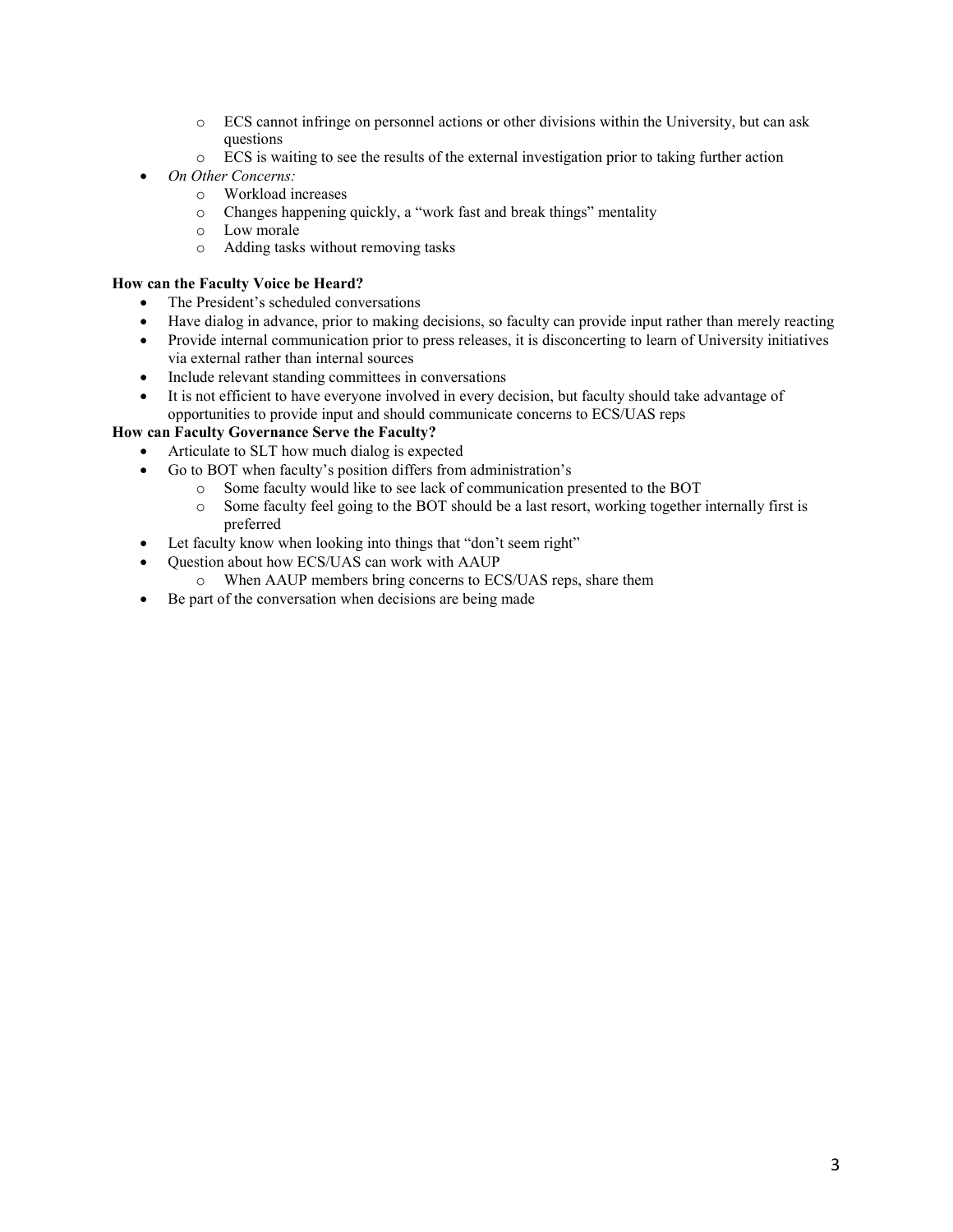- ECS cannot infringe on personnel actions or other divisions within the University, but can ask questions
    - ECS is waiting to see the results of the external investigation prior to taking further action
- *On Other Concerns:*
    - Workload increases
    - Changes happening quickly, a "work fast and break things" mentality
    - Low morale
    - Adding tasks without removing tasks

**How can the Faculty Voice be Heard?**

- The President's scheduled conversations
- Have dialog in advance, prior to making decisions, so faculty can provide input rather than merely reacting
- Provide internal communication prior to press releases, it is disconcerting to learn of University initiatives via external rather than internal sources
- Include relevant standing committees in conversations
- It is not efficient to have everyone involved in every decision, but faculty should take advantage of opportunities to provide input and should communicate concerns to ECS/UAS reps

**How can Faculty Governance Serve the Faculty?**

- Articulate to SLT how much dialog is expected
- Go to BOT when faculty's position differs from administration's
    - Some faculty would like to see lack of communication presented to the BOT
    - Some faculty feel going to the BOT should be a last resort, working together internally first is preferred
- Let faculty know when looking into things that "don't seem right"
- Question about how ECS/UAS can work with AAUP
    - When AAUP members bring concerns to ECS/UAS reps, share them
- Be part of the conversation when decisions are being made